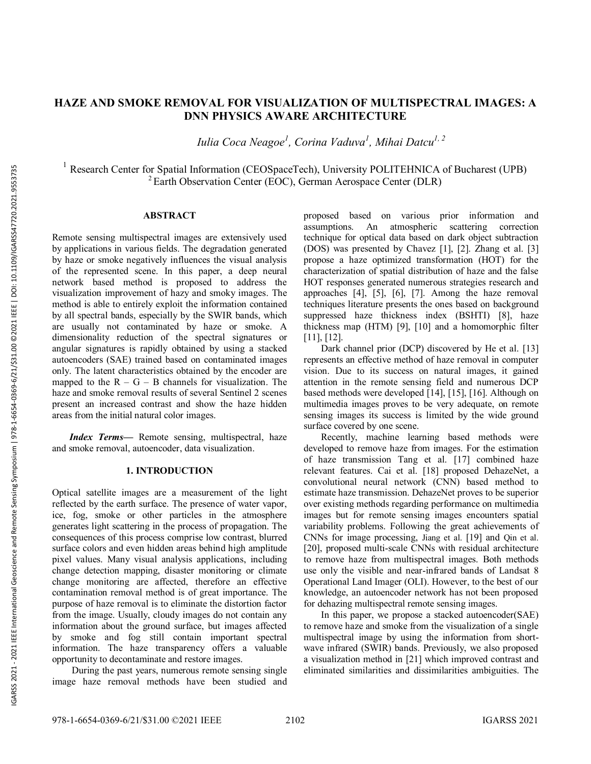# HAZE AND SMOKE REMOVAL FOR VISUALIZATION OF MULTISPECTRAL IMAGES: A DNN PHYSICS AWARE ARCHITECTURE

*Iulia Coca Neagoe[1], Corina Vaduva[1], Mihai Datcu[1, 2]*

[1] Research Center for Spatial Information (CEOSpaceTech), University POLITEHNICA of Bucharest (UPB)
[2] Earth Observation Center (EOC), German Aerospace Center (DLR)

## ABSTRACT

Remote sensing multispectral images are extensively used by applications in various fields. The degradation generated by haze or smoke negatively influences the visual analysis of the represented scene. In this paper, a deep neural network based method is proposed to address the visualization improvement of hazy and smoky images. The method is able to entirely exploit the information contained by all spectral bands, especially by the SWIR bands, which are usually not contaminated by haze or smoke. A dimensionality reduction of the spectral signatures or angular signatures is rapidly obtained by using a stacked autoencoders (SAE) trained based on contaminated images only. The latent characteristics obtained by the encoder are mapped to the R – G – B channels for visualization. The haze and smoke removal results of several Sentinel 2 scenes present an increased contrast and show the haze hidden areas from the initial natural color images.

***Index Terms*—** Remote sensing, multispectral, haze and smoke removal, autoencoder, data visualization.

## 1. INTRODUCTION

Optical satellite images are a measurement of the light reflected by the earth surface. The presence of water vapor, ice, fog, smoke or other particles in the atmosphere generates light scattering in the process of propagation. The consequences of this process comprise low contrast, blurred surface colors and even hidden areas behind high amplitude pixel values. Many visual analysis applications, including change detection mapping, disaster monitoring or climate change monitoring are affected, therefore an effective contamination removal method is of great importance. The purpose of haze removal is to eliminate the distortion factor from the image. Usually, cloudy images do not contain any information about the ground surface, but images affected by smoke and fog still contain important spectral information. The haze transparency offers a valuable opportunity to decontaminate and restore images.

During the past years, numerous remote sensing single image haze removal methods have been studied and proposed based on various prior information and assumptions. An atmospheric scattering correction technique for optical data based on dark object subtraction (DOS) was presented by Chavez [1], [2]. Zhang et al. [3] propose a haze optimized transformation (HOT) for the characterization of spatial distribution of haze and the false HOT responses generated numerous strategies research and approaches [4], [5], [6], [7]. Among the haze removal techniques literature presents the ones based on background suppressed haze thickness index (BSHTI) [8], haze thickness map (HTM) [9], [10] and a homomorphic filter [11], [12].

Dark channel prior (DCP) discovered by He et al. [13] represents an effective method of haze removal in computer vision. Due to its success on natural images, it gained attention in the remote sensing field and numerous DCP based methods were developed [14], [15], [16]. Although on multimedia images proves to be very adequate, on remote sensing images its success is limited by the wide ground surface covered by one scene.

Recently, machine learning based methods were developed to remove haze from images. For the estimation of haze transmission Tang et al. [17] combined haze relevant features. Cai et al. [18] proposed DehazeNet, a convolutional neural network (CNN) based method to estimate haze transmission. DehazeNet proves to be superior over existing methods regarding performance on multimedia images but for remote sensing images encounters spatial variability problems. Following the great achievements of CNNs for image processing, Jiang et al. [19] and Qin et al. [20], proposed multi-scale CNNs with residual architecture to remove haze from multispectral images. Both methods use only the visible and near-infrared bands of Landsat 8 Operational Land Imager (OLI). However, to the best of our knowledge, an autoencoder network has not been proposed for dehazing multispectral remote sensing images.

In this paper, we propose a stacked autoencoder(SAE) to remove haze and smoke from the visualization of a single multispectral image by using the information from short-wave infrared (SWIR) bands. Previously, we also proposed a visualization method in [21] which improved contrast and eliminated similarities and dissimilarities ambiguities. The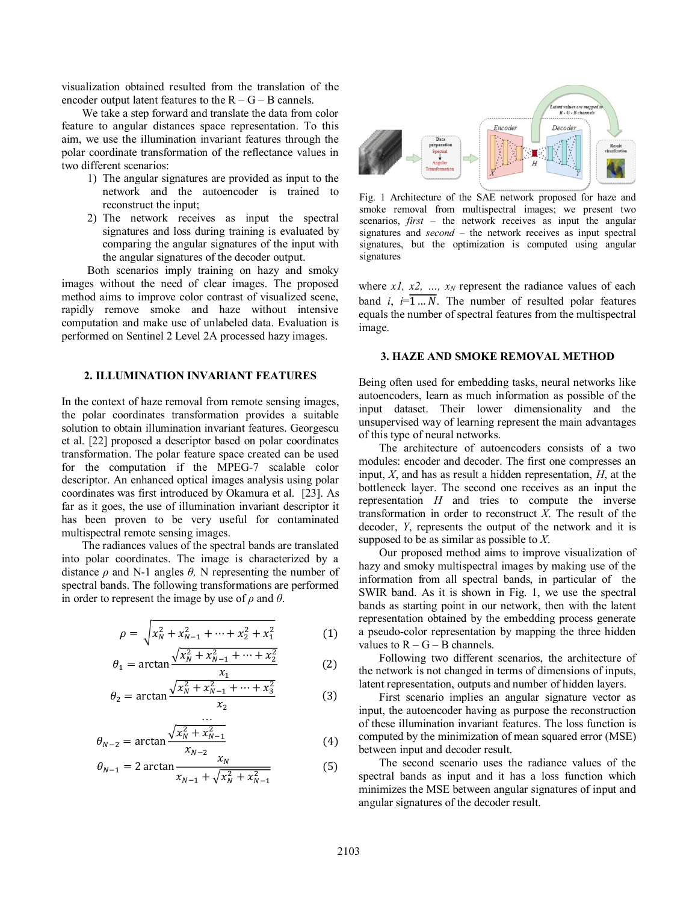visualization obtained resulted from the translation of the encoder output latent features to the R – G – B cannels.

We take a step forward and translate the data from color feature to angular distances space representation. To this aim, we use the illumination invariant features through the polar coordinate transformation of the reflectance values in two different scenarios:

1) The angular signatures are provided as input to the network and the autoencoder is trained to reconstruct the input;
2) The network receives as input the spectral signatures and loss during training is evaluated by comparing the angular signatures of the input with the angular signatures of the decoder output.

Both scenarios imply training on hazy and smoky images without the need of clear images. The proposed method aims to improve color contrast of visualized scene, rapidly remove smoke and haze without intensive computation and make use of unlabeled data. Evaluation is performed on Sentinel 2 Level 2A processed hazy images.

## 2. ILLUMINATION INVARIANT FEATURES

In the context of haze removal from remote sensing images, the polar coordinates transformation provides a suitable solution to obtain illumination invariant features. Georgescu et al. [22] proposed a descriptor based on polar coordinates transformation. The polar feature space created can be used for the computation if the MPEG-7 scalable color descriptor. An enhanced optical images analysis using polar coordinates was first introduced by Okamura et al. [23]. As far as it goes, the use of illumination invariant descriptor it has been proven to be very useful for contaminated multispectral remote sensing images.

The radiances values of the spectral bands are translated into polar coordinates. The image is characterized by a distance $\rho$ and N-1 angles $\theta$, N representing the number of spectral bands. The following transformations are performed in order to represent the image by use of $\rho$ and $\theta$.

$$\rho = \sqrt{x_N^2 + x_{N-1}^2 + \cdots + x_2^2 + x_1^2} \quad (1)$$

$$\theta_1 = \arctan \frac{\sqrt{x_N^2 + x_{N-1}^2 + \cdots + x_2^2}}{x_1} \quad (2)$$

$$\theta_2 = \arctan \frac{\sqrt{x_N^2 + x_{N-1}^2 + \cdots + x_3^2}}{x_2} \quad (3)$$

$$\cdots$$

$$\theta_{N-2} = \arctan \frac{\sqrt{x_N^2 + x_{N-1}^2}}{x_{N-2}} \quad (4)$$

$$\theta_{N-1} = 2 \arctan \frac{x_N}{x_{N-1} + \sqrt{x_N^2 + x_{N-1}^2}} \quad (5)$$

Fig. 1 Architecture of the SAE network proposed for haze and smoke removal from multispectral images; we present two scenarios, *first* – the network receives as input the angular signatures and *second* – the network receives as input spectral signatures, but the optimization is computed using angular signatures

where *x1, x2, …, x<sub>N</sub>* represent the radiance values of each band *i*, $i = \overline{1 \ldots N}$. The number of resulted polar features equals the number of spectral features from the multispectral image.

## 3. HAZE AND SMOKE REMOVAL METHOD

Being often used for embedding tasks, neural networks like autoencoders, learn as much information as possible of the input dataset. Their lower dimensionality and the unsupervised way of learning represent the main advantages of this type of neural networks.

The architecture of autoencoders consists of a two modules: encoder and decoder. The first one compresses an input, *X*, and has as result a hidden representation, *H*, at the bottleneck layer. The second one receives as an input the representation *H* and tries to compute the inverse transformation in order to reconstruct *X*. The result of the decoder, *Y*, represents the output of the network and it is supposed to be as similar as possible to *X*.

Our proposed method aims to improve visualization of hazy and smoky multispectral images by making use of the information from all spectral bands, in particular of the SWIR band. As it is shown in Fig. 1, we use the spectral bands as starting point in our network, then with the latent representation obtained by the embedding process generate a pseudo-color representation by mapping the three hidden values to R – G – B channels.

Following two different scenarios, the architecture of the network is not changed in terms of dimensions of inputs, latent representation, outputs and number of hidden layers.

First scenario implies an angular signature vector as input, the autoencoder having as purpose the reconstruction of these illumination invariant features. The loss function is computed by the minimization of mean squared error (MSE) between input and decoder result.

The second scenario uses the radiance values of the spectral bands as input and it has a loss function which minimizes the MSE between angular signatures of input and angular signatures of the decoder result.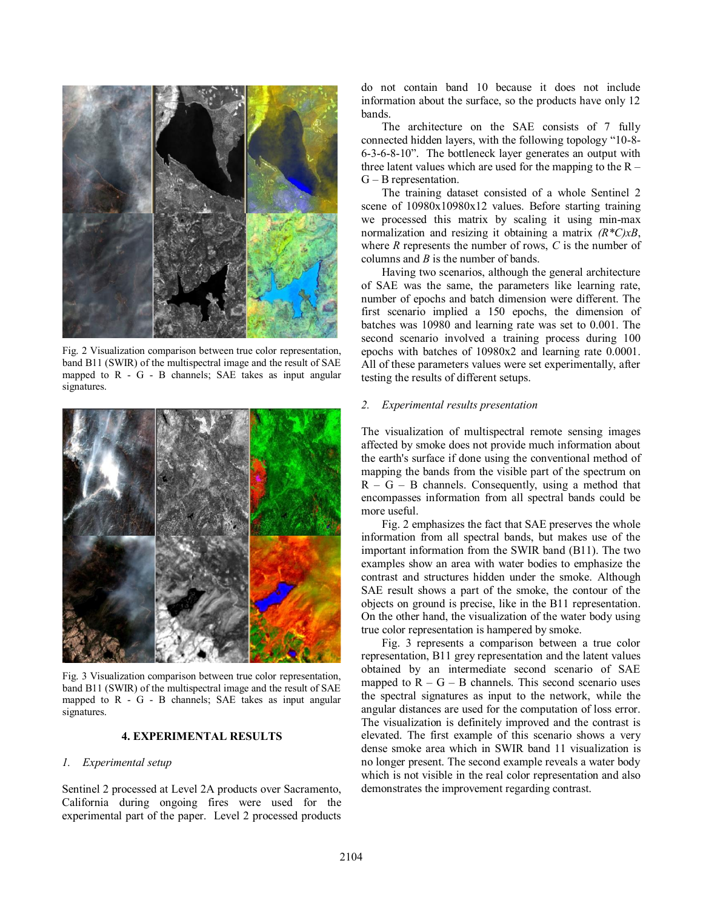Fig. 2 Visualization comparison between true color representation, band B11 (SWIR) of the multispectral image and the result of SAE mapped to R - G - B channels; SAE takes as input angular signatures.

Fig. 3 Visualization comparison between true color representation, band B11 (SWIR) of the multispectral image and the result of SAE mapped to R - G - B channels; SAE takes as input angular signatures.

## 4. EXPERIMENTAL RESULTS

### *1. Experimental setup*

Sentinel 2 processed at Level 2A products over Sacramento, California during ongoing fires were used for the experimental part of the paper. Level 2 processed products do not contain band 10 because it does not include information about the surface, so the products have only 12 bands.

The architecture on the SAE consists of 7 fully connected hidden layers, with the following topology "10-8-6-3-6-8-10". The bottleneck layer generates an output with three latent values which are used for the mapping to the R – G – B representation.

The training dataset consisted of a whole Sentinel 2 scene of 10980x10980x12 values. Before starting training we processed this matrix by scaling it using min-max normalization and resizing it obtaining a matrix *(R\*C)xB*, where *R* represents the number of rows, *C* is the number of columns and *B* is the number of bands.

Having two scenarios, although the general architecture of SAE was the same, the parameters like learning rate, number of epochs and batch dimension were different. The first scenario implied a 150 epochs, the dimension of batches was 10980 and learning rate was set to 0.001. The second scenario involved a training process during 100 epochs with batches of 10980x2 and learning rate 0.0001. All of these parameters values were set experimentally, after testing the results of different setups.

### *2. Experimental results presentation*

The visualization of multispectral remote sensing images affected by smoke does not provide much information about the earth's surface if done using the conventional method of mapping the bands from the visible part of the spectrum on R – G – B channels. Consequently, using a method that encompasses information from all spectral bands could be more useful.

Fig. 2 emphasizes the fact that SAE preserves the whole information from all spectral bands, but makes use of the important information from the SWIR band (B11). The two examples show an area with water bodies to emphasize the contrast and structures hidden under the smoke. Although SAE result shows a part of the smoke, the contour of the objects on ground is precise, like in the B11 representation. On the other hand, the visualization of the water body using true color representation is hampered by smoke.

Fig. 3 represents a comparison between a true color representation, B11 grey representation and the latent values obtained by an intermediate second scenario of SAE mapped to R – G – B channels. This second scenario uses the spectral signatures as input to the network, while the angular distances are used for the computation of loss error. The visualization is definitely improved and the contrast is elevated. The first example of this scenario shows a very dense smoke area which in SWIR band 11 visualization is no longer present. The second example reveals a water body which is not visible in the real color representation and also demonstrates the improvement regarding contrast.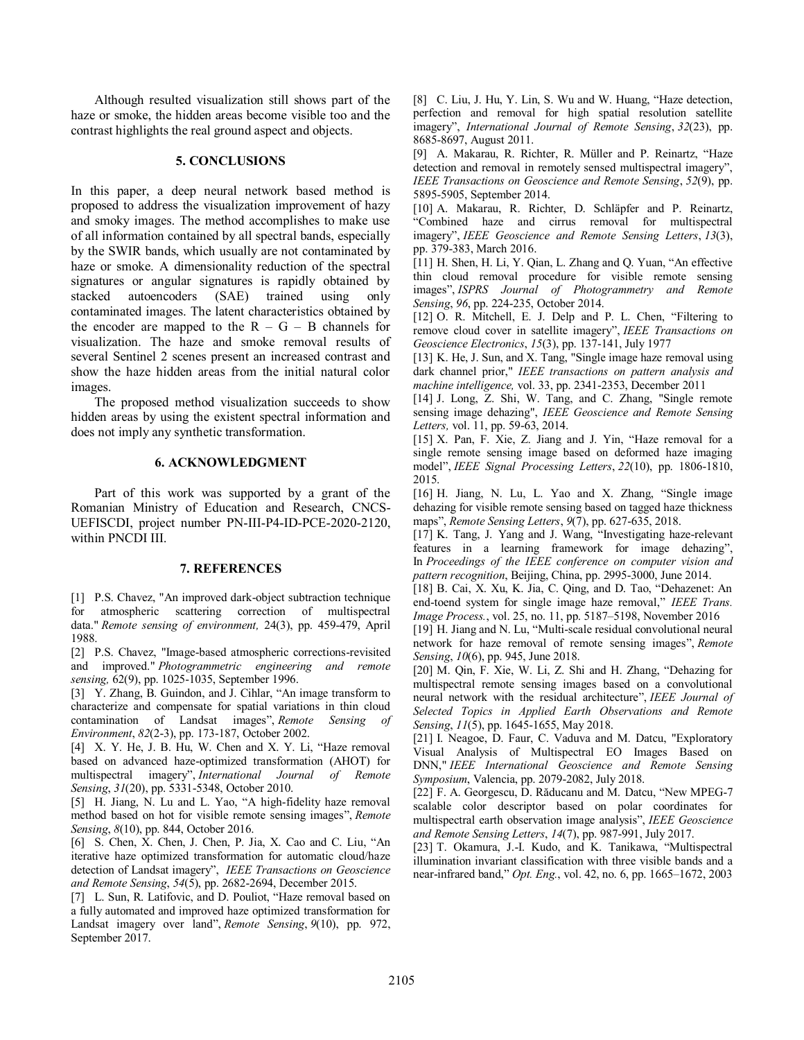Although resulted visualization still shows part of the haze or smoke, the hidden areas become visible too and the contrast highlights the real ground aspect and objects.

## 5. CONCLUSIONS

In this paper, a deep neural network based method is proposed to address the visualization improvement of hazy and smoky images. The method accomplishes to make use of all information contained by all spectral bands, especially by the SWIR bands, which usually are not contaminated by haze or smoke. A dimensionality reduction of the spectral signatures or angular signatures is rapidly obtained by stacked autoencoders (SAE) trained using only contaminated images. The latent characteristics obtained by the encoder are mapped to the R – G – B channels for visualization. The haze and smoke removal results of several Sentinel 2 scenes present an increased contrast and show the haze hidden areas from the initial natural color images.

The proposed method visualization succeeds to show hidden areas by using the existent spectral information and does not imply any synthetic transformation.

## 6. ACKNOWLEDGMENT

Part of this work was supported by a grant of the Romanian Ministry of Education and Research, CNCS-UEFISCDI, project number PN-III-P4-ID-PCE-2020-2120, within PNCDI III.

## 7. REFERENCES

[1] P.S. Chavez, "An improved dark-object subtraction technique for atmospheric scattering correction of multispectral data." *Remote sensing of environment,* 24(3), pp. 459-479, April 1988.

[2] P.S. Chavez, "Image-based atmospheric corrections-revisited and improved." *Photogrammetric engineering and remote sensing,* 62(9), pp. 1025-1035, September 1996.

[3] Y. Zhang, B. Guindon, and J. Cihlar, "An image transform to characterize and compensate for spatial variations in thin cloud contamination of Landsat images", *Remote Sensing of Environment*, *82*(2-3), pp. 173-187, October 2002.

[4] X. Y. He, J. B. Hu, W. Chen and X. Y. Li, "Haze removal based on advanced haze-optimized transformation (AHOT) for multispectral imagery", *International Journal of Remote Sensing*, *31*(20), pp. 5331-5348, October 2010.

[5] H. Jiang, N. Lu and L. Yao, "A high-fidelity haze removal method based on hot for visible remote sensing images", *Remote Sensing*, *8*(10), pp. 844, October 2016.

[6] S. Chen, X. Chen, J. Chen, P. Jia, X. Cao and C. Liu, "An iterative haze optimized transformation for automatic cloud/haze detection of Landsat imagery", *IEEE Transactions on Geoscience and Remote Sensing*, *54*(5), pp. 2682-2694, December 2015.

[7] L. Sun, R. Latifovic, and D. Pouliot, "Haze removal based on a fully automated and improved haze optimized transformation for Landsat imagery over land", *Remote Sensing*, *9*(10), pp. 972, September 2017.

[8] C. Liu, J. Hu, Y. Lin, S. Wu and W. Huang, "Haze detection, perfection and removal for high spatial resolution satellite imagery", *International Journal of Remote Sensing*, *32*(23), pp. 8685-8697, August 2011.

[9] A. Makarau, R. Richter, R. Müller and P. Reinartz, "Haze detection and removal in remotely sensed multispectral imagery", *IEEE Transactions on Geoscience and Remote Sensing*, *52*(9), pp. 5895-5905, September 2014.

[10] A. Makarau, R. Richter, D. Schläpfer and P. Reinartz, "Combined haze and cirrus removal for multispectral imagery", *IEEE Geoscience and Remote Sensing Letters*, *13*(3), pp. 379-383, March 2016.

[11] H. Shen, H. Li, Y. Qian, L. Zhang and Q. Yuan, "An effective thin cloud removal procedure for visible remote sensing images", *ISPRS Journal of Photogrammetry and Remote Sensing*, *96*, pp. 224-235, October 2014.

[12] O. R. Mitchell, E. J. Delp and P. L. Chen, "Filtering to remove cloud cover in satellite imagery", *IEEE Transactions on Geoscience Electronics*, *15*(3), pp. 137-141, July 1977

[13] K. He, J. Sun, and X. Tang, "Single image haze removal using dark channel prior," *IEEE transactions on pattern analysis and machine intelligence,* vol. 33, pp. 2341-2353, December 2011

[14] J. Long, Z. Shi, W. Tang, and C. Zhang, "Single remote sensing image dehazing", *IEEE Geoscience and Remote Sensing Letters,* vol. 11, pp. 59-63, 2014.

[15] X. Pan, F. Xie, Z. Jiang and J. Yin, "Haze removal for a single remote sensing image based on deformed haze imaging model", *IEEE Signal Processing Letters*, *22*(10), pp. 1806-1810, 2015.

[16] H. Jiang, N. Lu, L. Yao and X. Zhang, "Single image dehazing for visible remote sensing based on tagged haze thickness maps", *Remote Sensing Letters*, *9*(7), pp. 627-635, 2018.

[17] K. Tang, J. Yang and J. Wang, "Investigating haze-relevant features in a learning framework for image dehazing", In *Proceedings of the IEEE conference on computer vision and pattern recognition*, Beijing, China, pp. 2995-3000, June 2014.

[18] B. Cai, X. Xu, K. Jia, C. Qing, and D. Tao, "Dehazenet: An end-toend system for single image haze removal," *IEEE Trans. Image Process.*, vol. 25, no. 11, pp. 5187–5198, November 2016

[19] H. Jiang and N. Lu, "Multi-scale residual convolutional neural network for haze removal of remote sensing images", *Remote Sensing*, *10*(6), pp. 945, June 2018.

[20] M. Qin, F. Xie, W. Li, Z. Shi and H. Zhang, "Dehazing for multispectral remote sensing images based on a convolutional neural network with the residual architecture", *IEEE Journal of Selected Topics in Applied Earth Observations and Remote Sensing*, *11*(5), pp. 1645-1655, May 2018.

[21] I. Neagoe, D. Faur, C. Vaduva and M. Datcu, "Exploratory Visual Analysis of Multispectral EO Images Based on DNN," *IEEE International Geoscience and Remote Sensing Symposium*, Valencia, pp. 2079-2082, July 2018.

[22] F. A. Georgescu, D. Răducanu and M. Datcu, "New MPEG-7 scalable color descriptor based on polar coordinates for multispectral earth observation image analysis", *IEEE Geoscience and Remote Sensing Letters*, *14*(7), pp. 987-991, July 2017.

[23] T. Okamura, J.-I. Kudo, and K. Tanikawa, "Multispectral illumination invariant classification with three visible bands and a near-infrared band," *Opt. Eng.*, vol. 42, no. 6, pp. 1665–1672, 2003